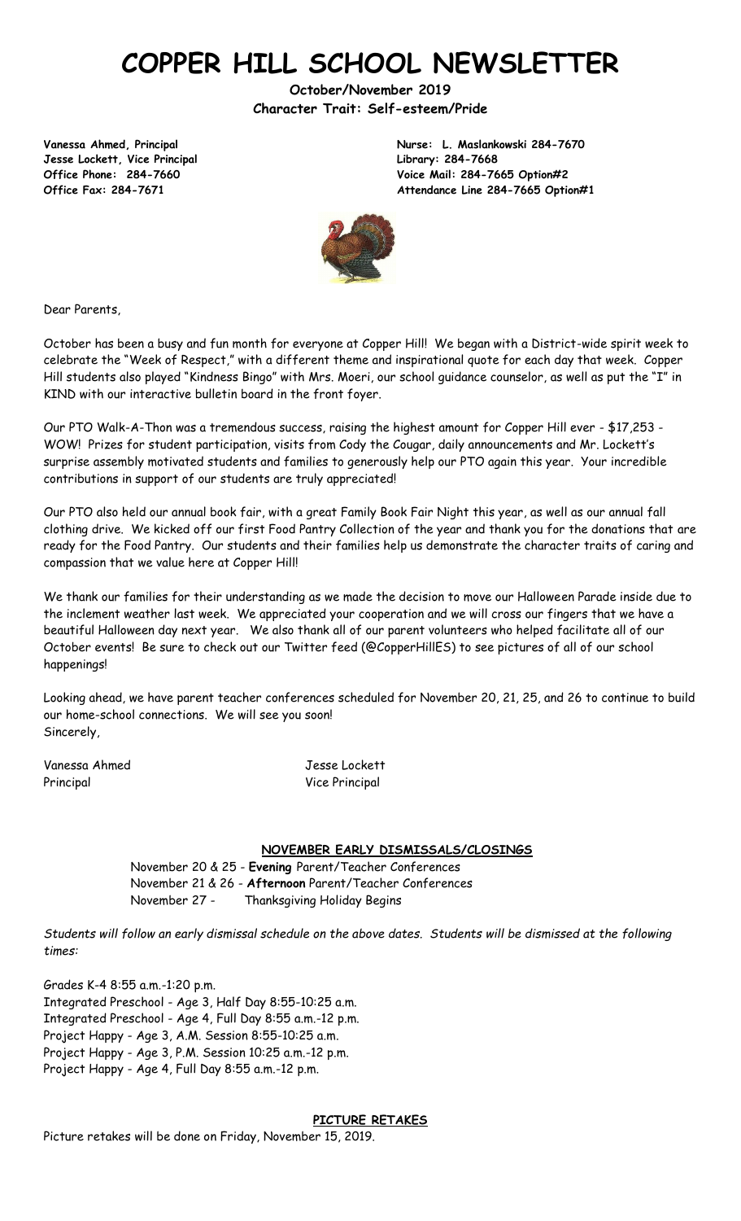# COPPER HILL SCHOOL NEWSLETTER

**October/November 2019**
**Character Trait: Self-esteem/Pride**

**Vanessa Ahmed, Principal**
**Jesse Lockett, Vice Principal**
**Office Phone: 284-7660**
**Office Fax: 284-7671**

**Nurse: L. Maslankowski 284-7670**
**Library: 284-7668**
**Voice Mail: 284-7665 Option#2**
**Attendance Line 284-7665 Option#1**

Dear Parents,

October has been a busy and fun month for everyone at Copper Hill! We began with a District-wide spirit week to celebrate the "Week of Respect," with a different theme and inspirational quote for each day that week. Copper Hill students also played "Kindness Bingo" with Mrs. Moeri, our school guidance counselor, as well as put the "I" in KIND with our interactive bulletin board in the front foyer.

Our PTO Walk-A-Thon was a tremendous success, raising the highest amount for Copper Hill ever - $17,253 - WOW! Prizes for student participation, visits from Cody the Cougar, daily announcements and Mr. Lockett's surprise assembly motivated students and families to generously help our PTO again this year. Your incredible contributions in support of our students are truly appreciated!

Our PTO also held our annual book fair, with a great Family Book Fair Night this year, as well as our annual fall clothing drive. We kicked off our first Food Pantry Collection of the year and thank you for the donations that are ready for the Food Pantry. Our students and their families help us demonstrate the character traits of caring and compassion that we value here at Copper Hill!

We thank our families for their understanding as we made the decision to move our Halloween Parade inside due to the inclement weather last week. We appreciated your cooperation and we will cross our fingers that we have a beautiful Halloween day next year. We also thank all of our parent volunteers who helped facilitate all of our October events! Be sure to check out our Twitter feed (@CopperHillES) to see pictures of all of our school happenings!

Looking ahead, we have parent teacher conferences scheduled for November 20, 21, 25, and 26 to continue to build our home-school connections. We will see you soon!

Sincerely,

Vanessa Ahmed
Principal

Jesse Lockett
Vice Principal

## NOVEMBER EARLY DISMISSALS/CLOSINGS

November 20 & 25 - **Evening** Parent/Teacher Conferences
November 21 & 26 - **Afternoon** Parent/Teacher Conferences
November 27 - Thanksgiving Holiday Begins

*Students will follow an early dismissal schedule on the above dates. Students will be dismissed at the following times:*

Grades K-4 8:55 a.m.-1:20 p.m.
Integrated Preschool - Age 3, Half Day 8:55-10:25 a.m.
Integrated Preschool - Age 4, Full Day 8:55 a.m.-12 p.m.
Project Happy - Age 3, A.M. Session 8:55-10:25 a.m.
Project Happy - Age 3, P.M. Session 10:25 a.m.-12 p.m.
Project Happy - Age 4, Full Day 8:55 a.m.-12 p.m.

## PICTURE RETAKES

Picture retakes will be done on Friday, November 15, 2019.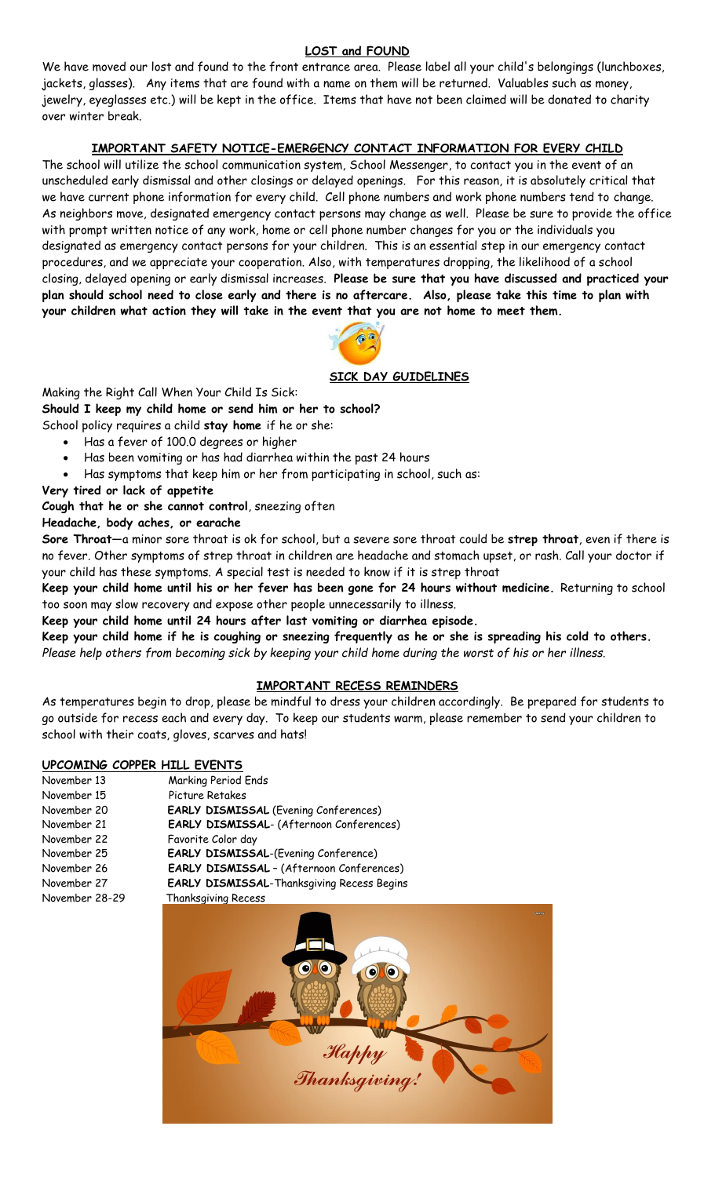## LOST and FOUND

We have moved our lost and found to the front entrance area. Please label all your child's belongings (lunchboxes, jackets, glasses). Any items that are found with a name on them will be returned. Valuables such as money, jewelry, eyeglasses etc.) will be kept in the office. Items that have not been claimed will be donated to charity over winter break.

## IMPORTANT SAFETY NOTICE-EMERGENCY CONTACT INFORMATION FOR EVERY CHILD

The school will utilize the school communication system, School Messenger, to contact you in the event of an unscheduled early dismissal and other closings or delayed openings. For this reason, it is absolutely critical that we have current phone information for every child. Cell phone numbers and work phone numbers tend to change. As neighbors move, designated emergency contact persons may change as well. Please be sure to provide the office with prompt written notice of any work, home or cell phone number changes for you or the individuals you designated as emergency contact persons for your children. This is an essential step in our emergency contact procedures, and we appreciate your cooperation. Also, with temperatures dropping, the likelihood of a school closing, delayed opening or early dismissal increases. **Please be sure that you have discussed and practiced your plan should school need to close early and there is no aftercare. Also, please take this time to plan with your children what action they will take in the event that you are not home to meet them.**

## SICK DAY GUIDELINES

Making the Right Call When Your Child Is Sick:

**Should I keep my child home or send him or her to school?**

School policy requires a child **stay home** if he or she:

- Has a fever of 100.0 degrees or higher
- Has been vomiting or has had diarrhea within the past 24 hours
- Has symptoms that keep him or her from participating in school, such as:

**Very tired or lack of appetite**

**Cough that he or she cannot control**, sneezing often

**Headache, body aches, or earache**

**Sore Throat**—a minor sore throat is ok for school, but a severe sore throat could be **strep throat**, even if there is no fever. Other symptoms of strep throat in children are headache and stomach upset, or rash. Call your doctor if your child has these symptoms. A special test is needed to know if it is strep throat

**Keep your child home until his or her fever has been gone for 24 hours without medicine.** Returning to school too soon may slow recovery and expose other people unnecessarily to illness.

**Keep your child home until 24 hours after last vomiting or diarrhea episode.**

**Keep your child home if he is coughing or sneezing frequently as he or she is spreading his cold to others.**
*Please help others from becoming sick by keeping your child home during the worst of his or her illness.*

## IMPORTANT RECESS REMINDERS

As temperatures begin to drop, please be mindful to dress your children accordingly. Be prepared for students to go outside for recess each and every day. To keep our students warm, please remember to send your children to school with their coats, gloves, scarves and hats!

## UPCOMING COPPER HILL EVENTS

| | |
|---|---|
| November 13 | Marking Period Ends |
| November 15 | Picture Retakes |
| November 20 | **EARLY DISMISSAL** (Evening Conferences) |
| November 21 | **EARLY DISMISSAL**- (Afternoon Conferences) |
| November 22 | Favorite Color day |
| November 25 | **EARLY DISMISSAL**-(Evening Conference) |
| November 26 | **EARLY DISMISSAL** – (Afternoon Conferences) |
| November 27 | **EARLY DISMISSAL**-Thanksgiving Recess Begins |
| November 28-29 | Thanksgiving Recess |

Happy Thanksgiving!